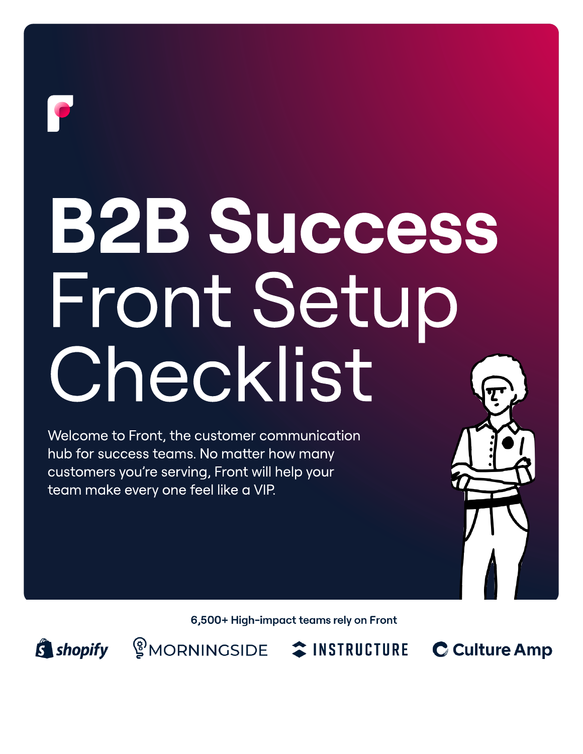# B2B Success Front Setup Checklist

Welcome to Front, the customer communication hub for success teams. No matter how many customers you're serving, Front will help your team make every one feel like a VIP.

**6,500+ High-impact teams rely on Front**

shopify MORNINGSIDE INSTRUCTURE Culture Amp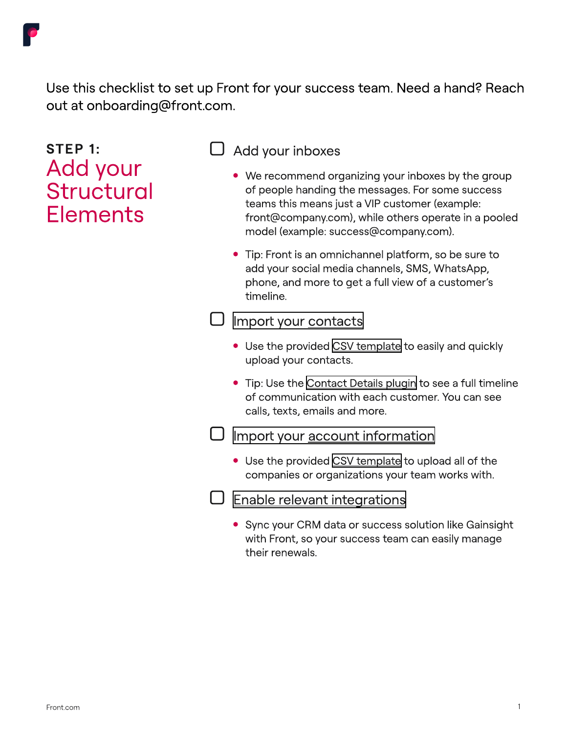Use this checklist to set up Front for your success team. Need a hand? Reach out at onboarding@front.com.

## STEP 1: Add your Structural Elements

- [ ] Add your inboxes
  - We recommend organizing your inboxes by the group of people handing the messages. For some success teams this means just a VIP customer (example: front@company.com), while others operate in a pooled model (example: success@company.com).
  - Tip: Front is an omnichannel platform, so be sure to add your social media channels, SMS, WhatsApp, phone, and more to get a full view of a customer's timeline.

- [ ] Import your contacts
  - Use the provided CSV template to easily and quickly upload your contacts.
  - Tip: Use the Contact Details plugin to see a full timeline of communication with each customer. You can see calls, texts, emails and more.

- [ ] Import your account information
  - Use the provided CSV template to upload all of the companies or organizations your team works with.

- [ ] Enable relevant integrations
  - Sync your CRM data or success solution like Gainsight with Front, so your success team can easily manage their renewals.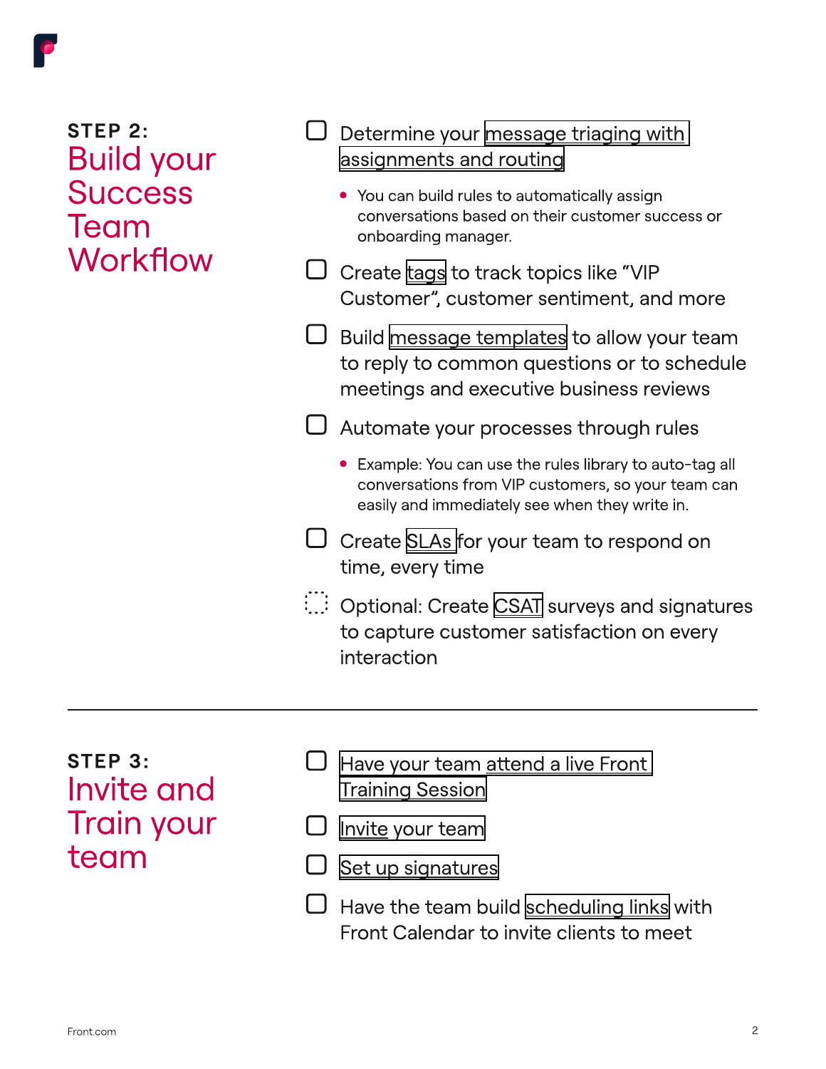## STEP 2: Build your Success Team Workflow

- [ ] Determine your message triaging with assignments and routing
  - You can build rules to automatically assign conversations based on their customer success or onboarding manager.
- [ ] Create tags to track topics like "VIP Customer", customer sentiment, and more
- [ ] Build message templates to allow your team to reply to common questions or to schedule meetings and executive business reviews
- [ ] Automate your processes through rules
  - Example: You can use the rules library to auto-tag all conversations from VIP customers, so your team can easily and immediately see when they write in.
- [ ] Create SLAs for your team to respond on time, every time
- [ ] Optional: Create CSAT surveys and signatures to capture customer satisfaction on every interaction

---

## STEP 3: Invite and Train your team

- [ ] Have your team attend a live Front Training Session
- [ ] Invite your team
- [ ] Set up signatures
- [ ] Have the team build scheduling links with Front Calendar to invite clients to meet

Front.com